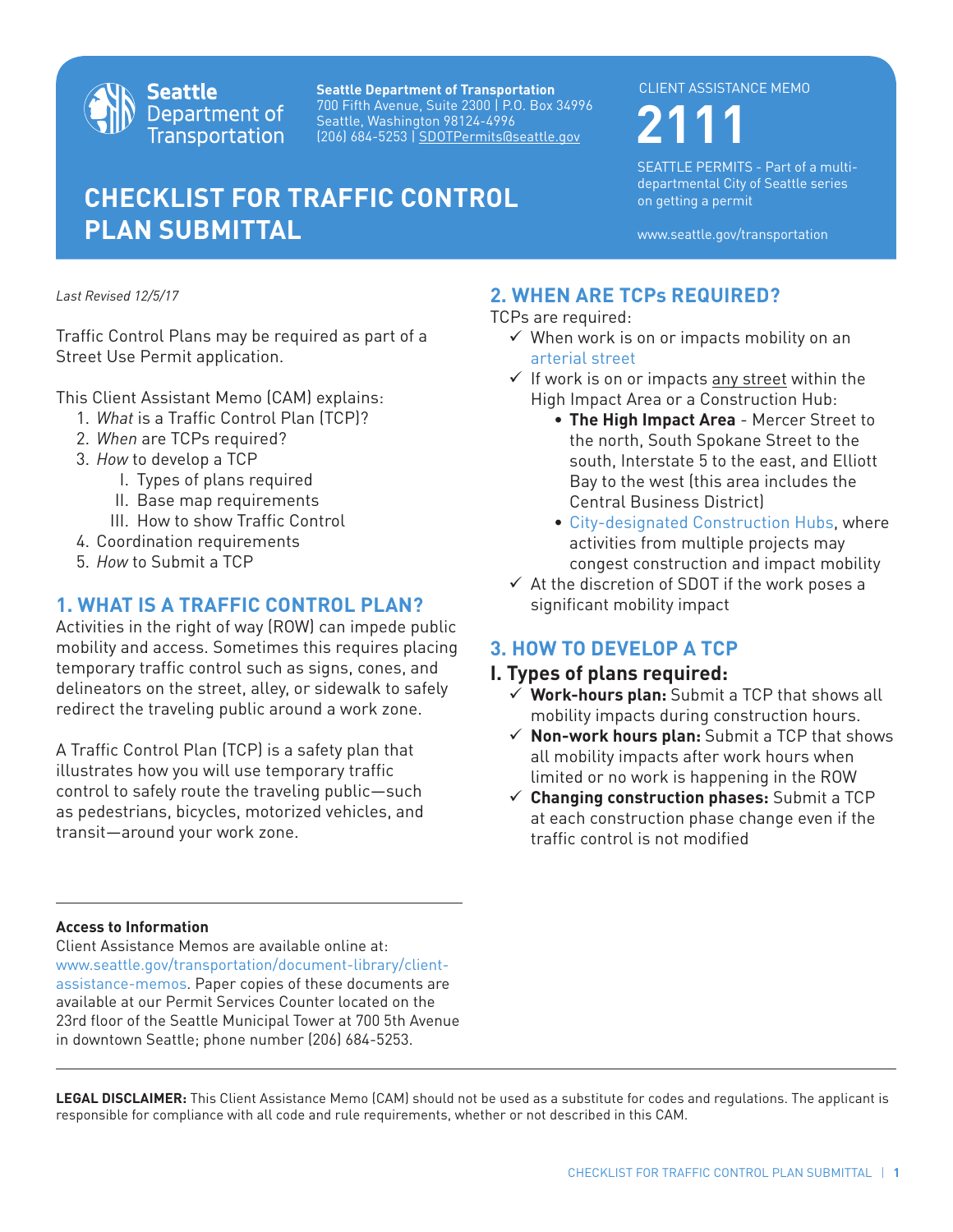Seattle Department of Transportation

**Seattle Department of Transportation**
700 Fifth Avenue, Suite 2300 | P.O. Box 34996
Seattle, Washington 98124-4996
(206) 684-5253 | SDOTPermits@seattle.gov

CLIENT ASSISTANCE MEMO

# 2111

SEATTLE PERMITS - Part of a multi-departmental City of Seattle series on getting a permit

www.seattle.gov/transportation

# CHECKLIST FOR TRAFFIC CONTROL PLAN SUBMITTAL

*Last Revised 12/5/17*

Traffic Control Plans may be required as part of a Street Use Permit application.

This Client Assistant Memo (CAM) explains:

1. *What* is a Traffic Control Plan (TCP)?
2. *When* are TCPs required?
3. *How* to develop a TCP
   I. Types of plans required
   II. Base map requirements
   III. How to show Traffic Control
4. Coordination requirements
5. *How* to Submit a TCP

## 1. WHAT IS A TRAFFIC CONTROL PLAN?

Activities in the right of way (ROW) can impede public mobility and access. Sometimes this requires placing temporary traffic control such as signs, cones, and delineators on the street, alley, or sidewalk to safely redirect the traveling public around a work zone.

A Traffic Control Plan (TCP) is a safety plan that illustrates how you will use temporary traffic control to safely route the traveling public—such as pedestrians, bicycles, motorized vehicles, and transit—around your work zone.

## 2. WHEN ARE TCPs REQUIRED?

TCPs are required:

- ✓ When work is on or impacts mobility on an arterial street
- ✓ If work is on or impacts <u>any street</u> within the High Impact Area or a Construction Hub:
  - **The High Impact Area** - Mercer Street to the north, South Spokane Street to the south, Interstate 5 to the east, and Elliott Bay to the west (this area includes the Central Business District)
  - City-designated Construction Hubs, where activities from multiple projects may congest construction and impact mobility
- ✓ At the discretion of SDOT if the work poses a significant mobility impact

## 3. HOW TO DEVELOP A TCP

### I. Types of plans required:

- ✓ **Work-hours plan:** Submit a TCP that shows all mobility impacts during construction hours.
- ✓ **Non-work hours plan:** Submit a TCP that shows all mobility impacts after work hours when limited or no work is happening in the ROW
- ✓ **Changing construction phases:** Submit a TCP at each construction phase change even if the traffic control is not modified

**Access to Information**
Client Assistance Memos are available online at: www.seattle.gov/transportation/document-library/client-assistance-memos. Paper copies of these documents are available at our Permit Services Counter located on the 23rd floor of the Seattle Municipal Tower at 700 5th Avenue in downtown Seattle; phone number (206) 684-5253.

**LEGAL DISCLAIMER:** This Client Assistance Memo (CAM) should not be used as a substitute for codes and regulations. The applicant is responsible for compliance with all code and rule requirements, whether or not described in this CAM.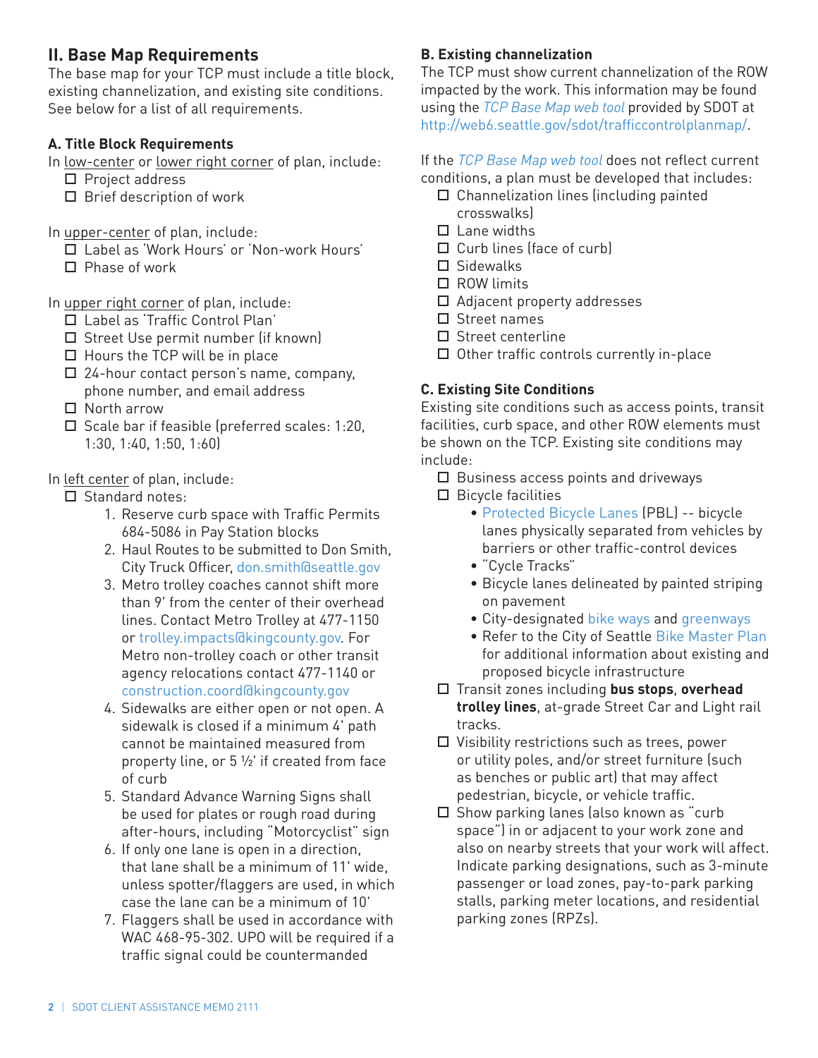## II. Base Map Requirements

The base map for your TCP must include a title block, existing channelization, and existing site conditions. See below for a list of all requirements.

### A. Title Block Requirements

In low-center or lower right corner of plan, include:

- ☐ Project address
- ☐ Brief description of work

In upper-center of plan, include:

- ☐ Label as 'Work Hours' or 'Non-work Hours'
- ☐ Phase of work

In upper right corner of plan, include:

- ☐ Label as 'Traffic Control Plan'
- ☐ Street Use permit number (if known)
- ☐ Hours the TCP will be in place
- ☐ 24-hour contact person's name, company, phone number, and email address
- ☐ North arrow
- ☐ Scale bar if feasible (preferred scales: 1:20, 1:30, 1:40, 1:50, 1:60)

In left center of plan, include:

- ☐ Standard notes:
  1. Reserve curb space with Traffic Permits 684-5086 in Pay Station blocks
  2. Haul Routes to be submitted to Don Smith, City Truck Officer, don.smith@seattle.gov
  3. Metro trolley coaches cannot shift more than 9' from the center of their overhead lines. Contact Metro Trolley at 477-1150 or trolley.impacts@kingcounty.gov. For Metro non-trolley coach or other transit agency relocations contact 477-1140 or construction.coord@kingcounty.gov
  4. Sidewalks are either open or not open. A sidewalk is closed if a minimum 4' path cannot be maintained measured from property line, or 5 ½' if created from face of curb
  5. Standard Advance Warning Signs shall be used for plates or rough road during after-hours, including "Motorcyclist" sign
  6. If only one lane is open in a direction, that lane shall be a minimum of 11' wide, unless spotter/flaggers are used, in which case the lane can be a minimum of 10'
  7. Flaggers shall be used in accordance with WAC 468-95-302. UPO will be required if a traffic signal could be countermanded

### B. Existing channelization

The TCP must show current channelization of the ROW impacted by the work. This information may be found using the *TCP Base Map web tool* provided by SDOT at http://web6.seattle.gov/sdot/trafficcontrolplanmap/.

If the *TCP Base Map web tool* does not reflect current conditions, a plan must be developed that includes:

- ☐ Channelization lines (including painted crosswalks)
- ☐ Lane widths
- ☐ Curb lines (face of curb)
- ☐ Sidewalks
- ☐ ROW limits
- ☐ Adjacent property addresses
- ☐ Street names
- ☐ Street centerline
- ☐ Other traffic controls currently in-place

### C. Existing Site Conditions

Existing site conditions such as access points, transit facilities, curb space, and other ROW elements must be shown on the TCP. Existing site conditions may include:

- ☐ Business access points and driveways
- ☐ Bicycle facilities
  - Protected Bicycle Lanes (PBL) -- bicycle lanes physically separated from vehicles by barriers or other traffic-control devices
  - "Cycle Tracks"
  - Bicycle lanes delineated by painted striping on pavement
  - City-designated bike ways and greenways
  - Refer to the City of Seattle Bike Master Plan for additional information about existing and proposed bicycle infrastructure
- ☐ Transit zones including **bus stops**, **overhead trolley lines**, at-grade Street Car and Light rail tracks.
- ☐ Visibility restrictions such as trees, power or utility poles, and/or street furniture (such as benches or public art) that may affect pedestrian, bicycle, or vehicle traffic.
- ☐ Show parking lanes (also known as "curb space") in or adjacent to your work zone and also on nearby streets that your work will affect. Indicate parking designations, such as 3-minute passenger or load zones, pay-to-park parking stalls, parking meter locations, and residential parking zones (RPZs).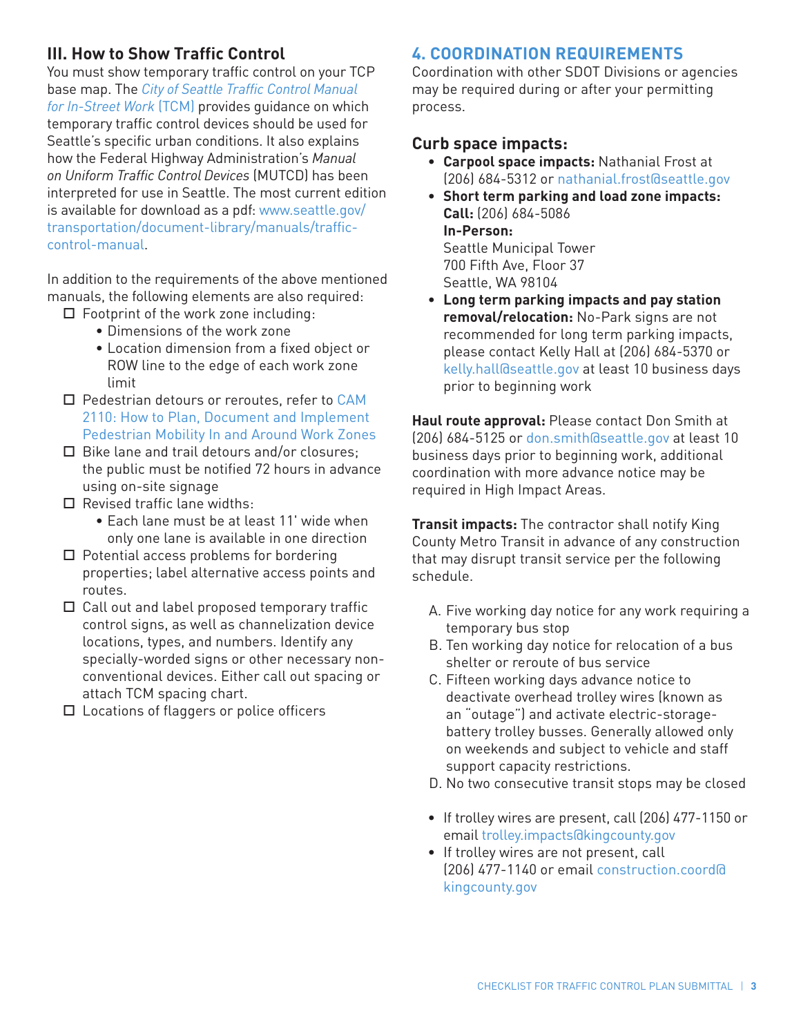## III. How to Show Traffic Control

You must show temporary traffic control on your TCP base map. The *City of Seattle Traffic Control Manual for In-Street Work* (TCM) provides guidance on which temporary traffic control devices should be used for Seattle's specific urban conditions. It also explains how the Federal Highway Administration's *Manual on Uniform Traffic Control Devices* (MUTCD) has been interpreted for use in Seattle. The most current edition is available for download as a pdf: www.seattle.gov/transportation/document-library/manuals/traffic-control-manual.

In addition to the requirements of the above mentioned manuals, the following elements are also required:

- ☐ Footprint of the work zone including:
  - Dimensions of the work zone
  - Location dimension from a fixed object or ROW line to the edge of each work zone limit
- ☐ Pedestrian detours or reroutes, refer to CAM 2110: How to Plan, Document and Implement Pedestrian Mobility In and Around Work Zones
- ☐ Bike lane and trail detours and/or closures; the public must be notified 72 hours in advance using on-site signage
- ☐ Revised traffic lane widths:
  - Each lane must be at least 11' wide when only one lane is available in one direction
- ☐ Potential access problems for bordering properties; label alternative access points and routes.
- ☐ Call out and label proposed temporary traffic control signs, as well as channelization device locations, types, and numbers. Identify any specially-worded signs or other necessary non-conventional devices. Either call out spacing or attach TCM spacing chart.
- ☐ Locations of flaggers or police officers

## 4. COORDINATION REQUIREMENTS

Coordination with other SDOT Divisions or agencies may be required during or after your permitting process.

### Curb space impacts:

- **Carpool space impacts:** Nathanial Frost at (206) 684-5312 or nathanial.frost@seattle.gov
- **Short term parking and load zone impacts:**
  **Call:** (206) 684-5086
  **In-Person:**
  Seattle Municipal Tower
  700 Fifth Ave, Floor 37
  Seattle, WA 98104
- **Long term parking impacts and pay station removal/relocation:** No-Park signs are not recommended for long term parking impacts, please contact Kelly Hall at (206) 684-5370 or kelly.hall@seattle.gov at least 10 business days prior to beginning work

**Haul route approval:** Please contact Don Smith at (206) 684-5125 or don.smith@seattle.gov at least 10 business days prior to beginning work, additional coordination with more advance notice may be required in High Impact Areas.

**Transit impacts:** The contractor shall notify King County Metro Transit in advance of any construction that may disrupt transit service per the following schedule.

A. Five working day notice for any work requiring a temporary bus stop
B. Ten working day notice for relocation of a bus shelter or reroute of bus service
C. Fifteen working days advance notice to deactivate overhead trolley wires (known as an "outage") and activate electric-storage-battery trolley busses. Generally allowed only on weekends and subject to vehicle and staff support capacity restrictions.
D. No two consecutive transit stops may be closed

- If trolley wires are present, call (206) 477-1150 or email trolley.impacts@kingcounty.gov
- If trolley wires are not present, call (206) 477-1140 or email construction.coord@kingcounty.gov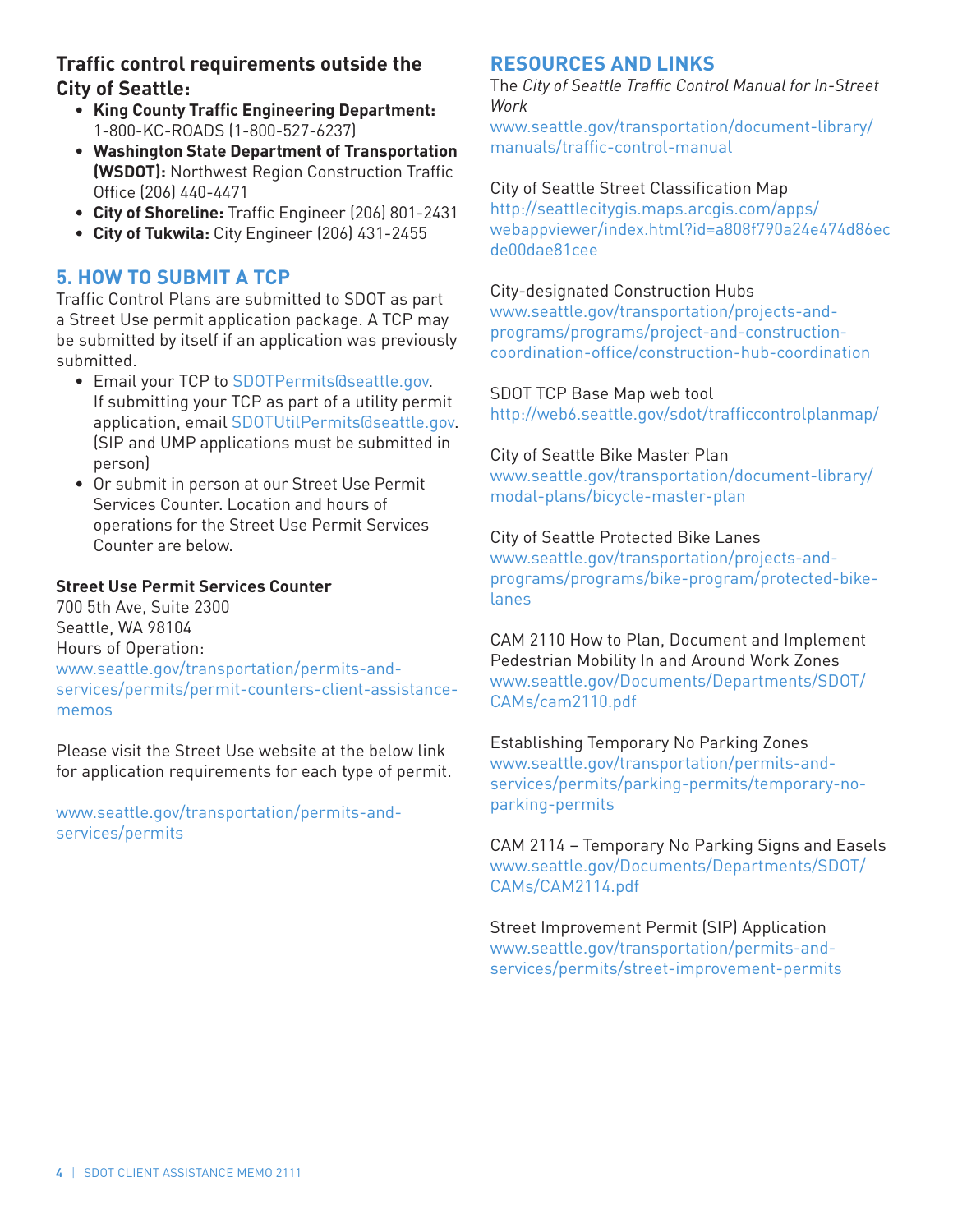## Traffic control requirements outside the City of Seattle:

- **King County Traffic Engineering Department:** 1-800-KC-ROADS (1-800-527-6237)
- **Washington State Department of Transportation (WSDOT):** Northwest Region Construction Traffic Office (206) 440-4471
- **City of Shoreline:** Traffic Engineer (206) 801-2431
- **City of Tukwila:** City Engineer (206) 431-2455

## 5. HOW TO SUBMIT A TCP

Traffic Control Plans are submitted to SDOT as part a Street Use permit application package. A TCP may be submitted by itself if an application was previously submitted.

- Email your TCP to SDOTPermits@seattle.gov. If submitting your TCP as part of a utility permit application, email SDOTUtilPermits@seattle.gov. (SIP and UMP applications must be submitted in person)
- Or submit in person at our Street Use Permit Services Counter. Location and hours of operations for the Street Use Permit Services Counter are below.

**Street Use Permit Services Counter**
700 5th Ave, Suite 2300
Seattle, WA 98104
Hours of Operation:
www.seattle.gov/transportation/permits-and-services/permits/permit-counters-client-assistance-memos

Please visit the Street Use website at the below link for application requirements for each type of permit.

www.seattle.gov/transportation/permits-and-services/permits

## RESOURCES AND LINKS

The *City of Seattle Traffic Control Manual for In-Street Work*
www.seattle.gov/transportation/document-library/manuals/traffic-control-manual

City of Seattle Street Classification Map
http://seattlecitygis.maps.arcgis.com/apps/webappviewer/index.html?id=a808f790a24e474d86ecde00dae81cee

City-designated Construction Hubs
www.seattle.gov/transportation/projects-and-programs/programs/project-and-construction-coordination-office/construction-hub-coordination

SDOT TCP Base Map web tool
http://web6.seattle.gov/sdot/trafficcontrolplanmap/

City of Seattle Bike Master Plan
www.seattle.gov/transportation/document-library/modal-plans/bicycle-master-plan

City of Seattle Protected Bike Lanes
www.seattle.gov/transportation/projects-and-programs/programs/bike-program/protected-bike-lanes

CAM 2110 How to Plan, Document and Implement Pedestrian Mobility In and Around Work Zones
www.seattle.gov/Documents/Departments/SDOT/CAMs/cam2110.pdf

Establishing Temporary No Parking Zones
www.seattle.gov/transportation/permits-and-services/permits/parking-permits/temporary-no-parking-permits

CAM 2114 – Temporary No Parking Signs and Easels
www.seattle.gov/Documents/Departments/SDOT/CAMs/CAM2114.pdf

Street Improvement Permit (SIP) Application
www.seattle.gov/transportation/permits-and-services/permits/street-improvement-permits